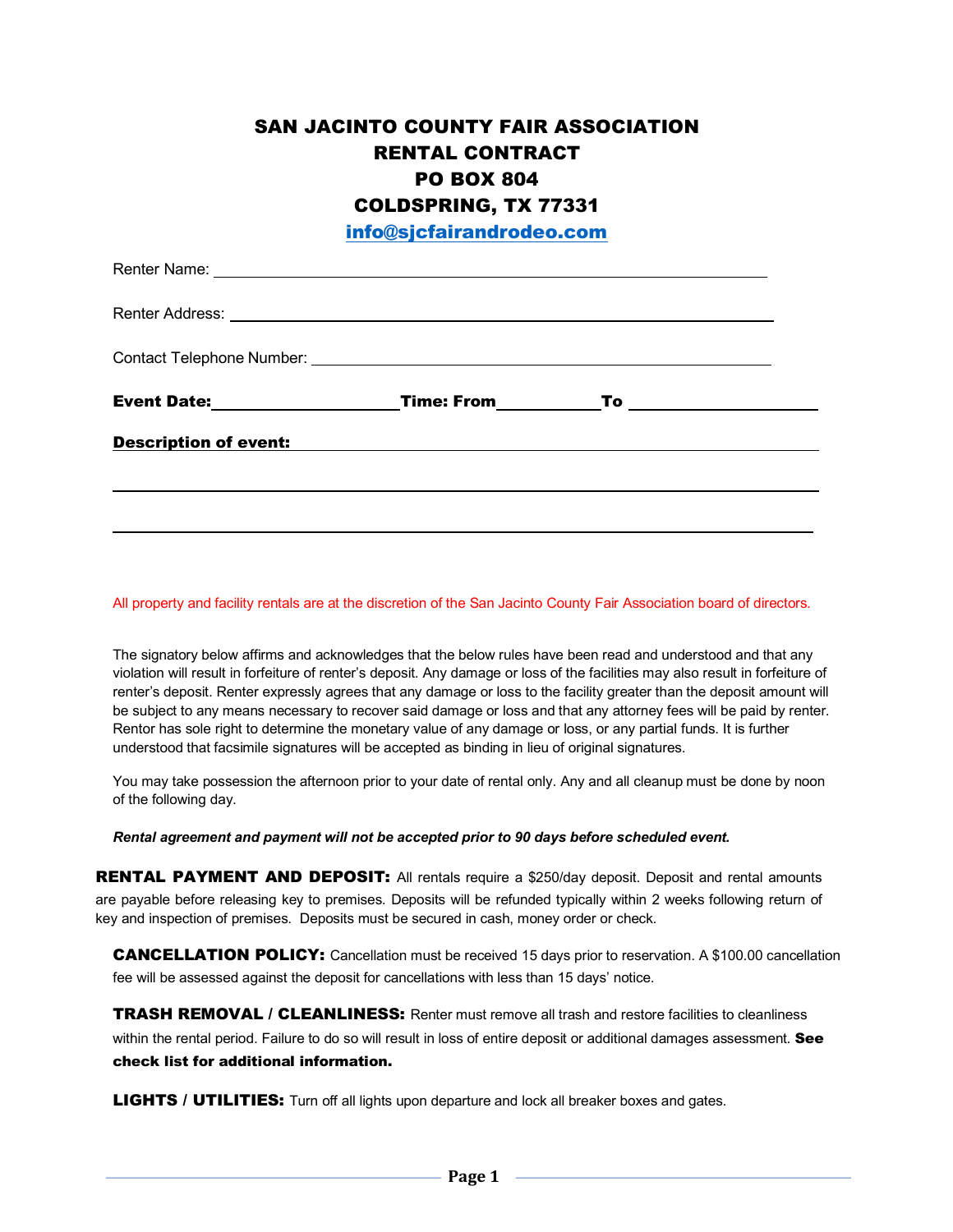# SAN JACINTO COUNTY FAIR ASSOCIATION
## RENTAL CONTRACT
## PO BOX 804
## COLDSPRING, TX 77331

info@sjcfairandrodeo.com

Renter Name: ______________________________________________

Renter Address: ______________________________________________

Contact Telephone Number: ______________________________________________

**Event Date:**____________________**Time: From**__________**To** ____________________

**Description of event:** ______________________________________________

______________________________________________

______________________________________________

All property and facility rentals are at the discretion of the San Jacinto County Fair Association board of directors.

The signatory below affirms and acknowledges that the below rules have been read and understood and that any violation will result in forfeiture of renter's deposit. Any damage or loss of the facilities may also result in forfeiture of renter's deposit. Renter expressly agrees that any damage or loss to the facility greater than the deposit amount will be subject to any means necessary to recover said damage or loss and that any attorney fees will be paid by renter. Rentor has sole right to determine the monetary value of any damage or loss, or any partial funds. It is further understood that facsimile signatures will be accepted as binding in lieu of original signatures.

You may take possession the afternoon prior to your date of rental only. Any and all cleanup must be done by noon of the following day.

***Rental agreement and payment will not be accepted prior to 90 days before scheduled event.***

**RENTAL PAYMENT AND DEPOSIT:** All rentals require a $250/day deposit. Deposit and rental amounts are payable before releasing key to premises. Deposits will be refunded typically within 2 weeks following return of key and inspection of premises. Deposits must be secured in cash, money order or check.

**CANCELLATION POLICY:** Cancellation must be received 15 days prior to reservation. A $100.00 cancellation fee will be assessed against the deposit for cancellations with less than 15 days' notice.

**TRASH REMOVAL / CLEANLINESS:** Renter must remove all trash and restore facilities to cleanliness within the rental period. Failure to do so will result in loss of entire deposit or additional damages assessment. **See check list for additional information.**

**LIGHTS / UTILITIES:** Turn off all lights upon departure and lock all breaker boxes and gates.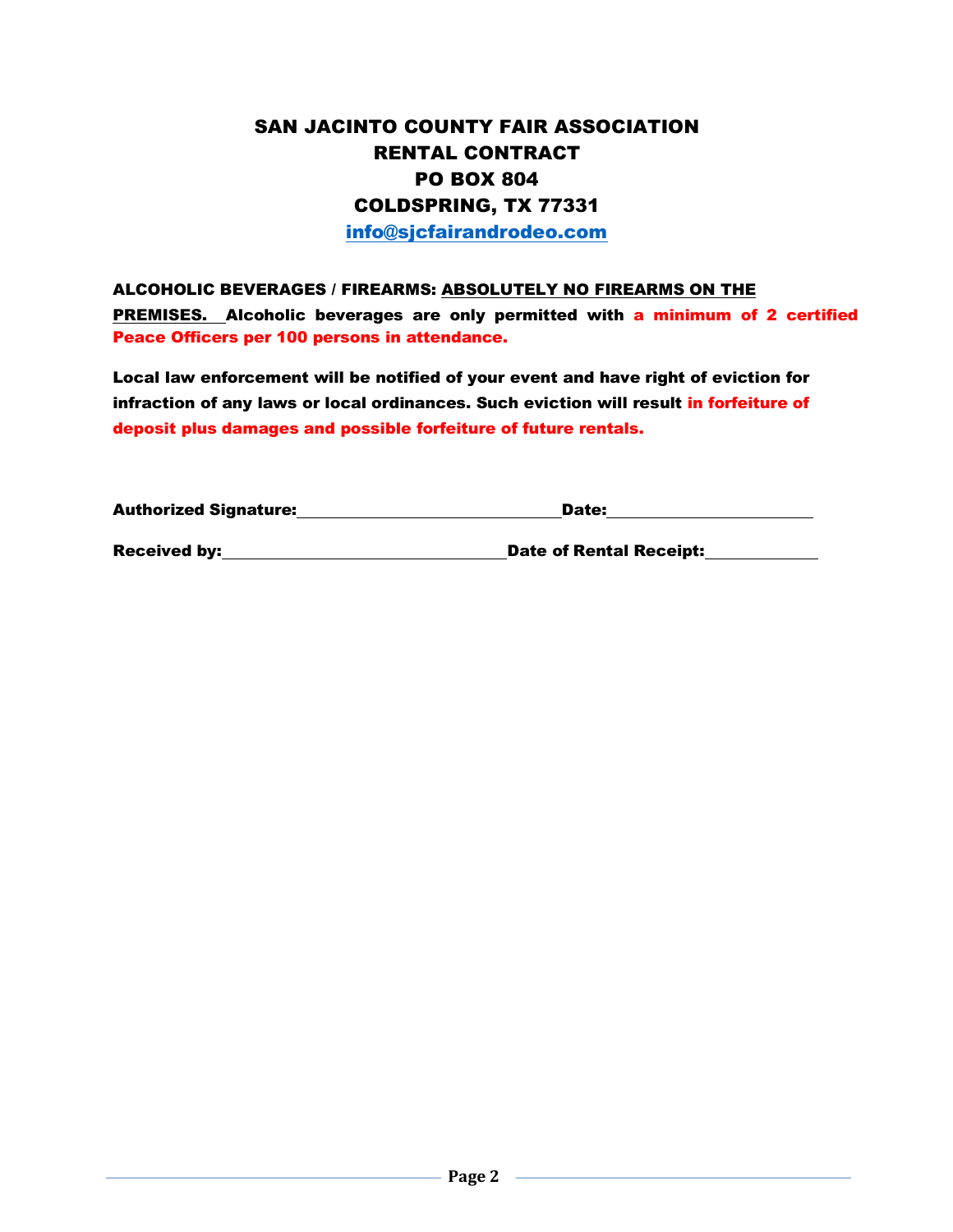# SAN JACINTO COUNTY FAIR ASSOCIATION
# RENTAL CONTRACT
# PO BOX 804
# COLDSPRING, TX 77331

info@sjcfairandrodeo.com

**ALCOHOLIC BEVERAGES / FIREARMS: ABSOLUTELY NO FIREARMS ON THE PREMISES. Alcoholic beverages are only permitted with a minimum of 2 certified Peace Officers per 100 persons in attendance.**

**Local law enforcement will be notified of your event and have right of eviction for infraction of any laws or local ordinances. Such eviction will result in forfeiture of deposit plus damages and possible forfeiture of future rentals.**

**Authorized Signature:**\_\_\_\_\_\_\_\_\_\_\_\_\_\_\_\_\_\_\_\_\_\_\_\_\_\_\_\_\_\_ **Date:**\_\_\_\_\_\_\_\_\_\_\_\_\_\_\_\_\_\_\_\_\_\_\_

**Received by:**\_\_\_\_\_\_\_\_\_\_\_\_\_\_\_\_\_\_\_\_\_\_\_\_\_\_\_\_\_\_\_\_ **Date of Rental Receipt:**\_\_\_\_\_\_\_\_\_\_\_\_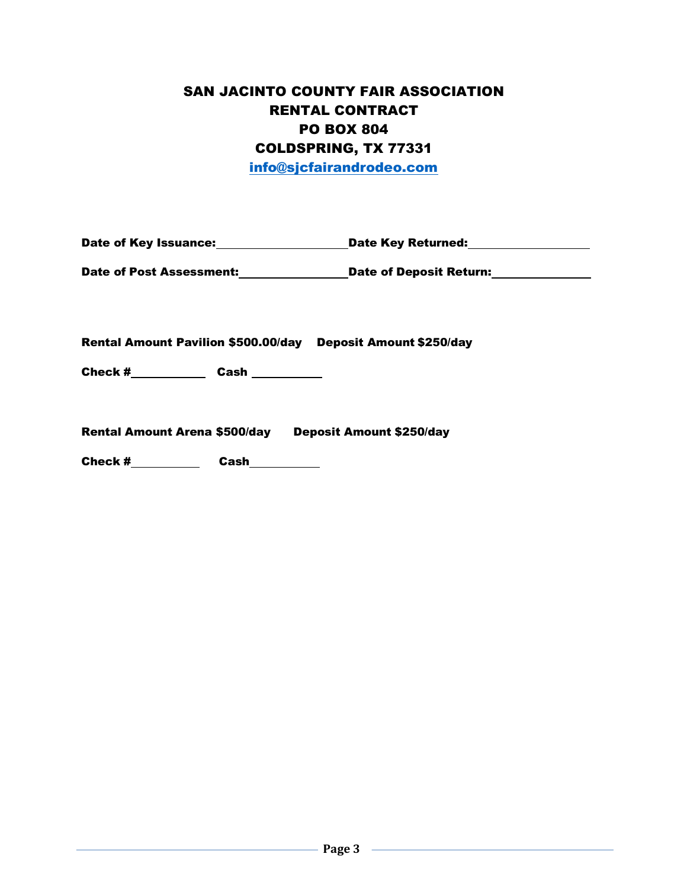# SAN JACINTO COUNTY FAIR ASSOCIATION
# RENTAL CONTRACT
# PO BOX 804
# COLDSPRING, TX 77331

[info@sjcfairandrodeo.com](mailto:info@sjcfairandrodeo.com)

**Date of Key Issuance:**\_\_\_\_\_\_\_\_\_\_\_\_\_\_\_\_\_\_\_\_ **Date Key Returned:**\_\_\_\_\_\_\_\_\_\_\_\_\_\_\_\_\_\_\_\_

**Date of Post Assessment:**\_\_\_\_\_\_\_\_\_\_\_\_\_\_\_\_ **Date of Deposit Return:**\_\_\_\_\_\_\_\_\_\_\_\_\_\_\_\_

**Rental Amount Pavilion $500.00/day** **Deposit Amount $250/day**

**Check #**\_\_\_\_\_\_\_\_\_\_\_ **Cash** \_\_\_\_\_\_\_\_\_\_\_

**Rental Amount Arena $500/day** **Deposit Amount $250/day**

**Check #**\_\_\_\_\_\_\_\_\_\_\_ **Cash**\_\_\_\_\_\_\_\_\_\_\_